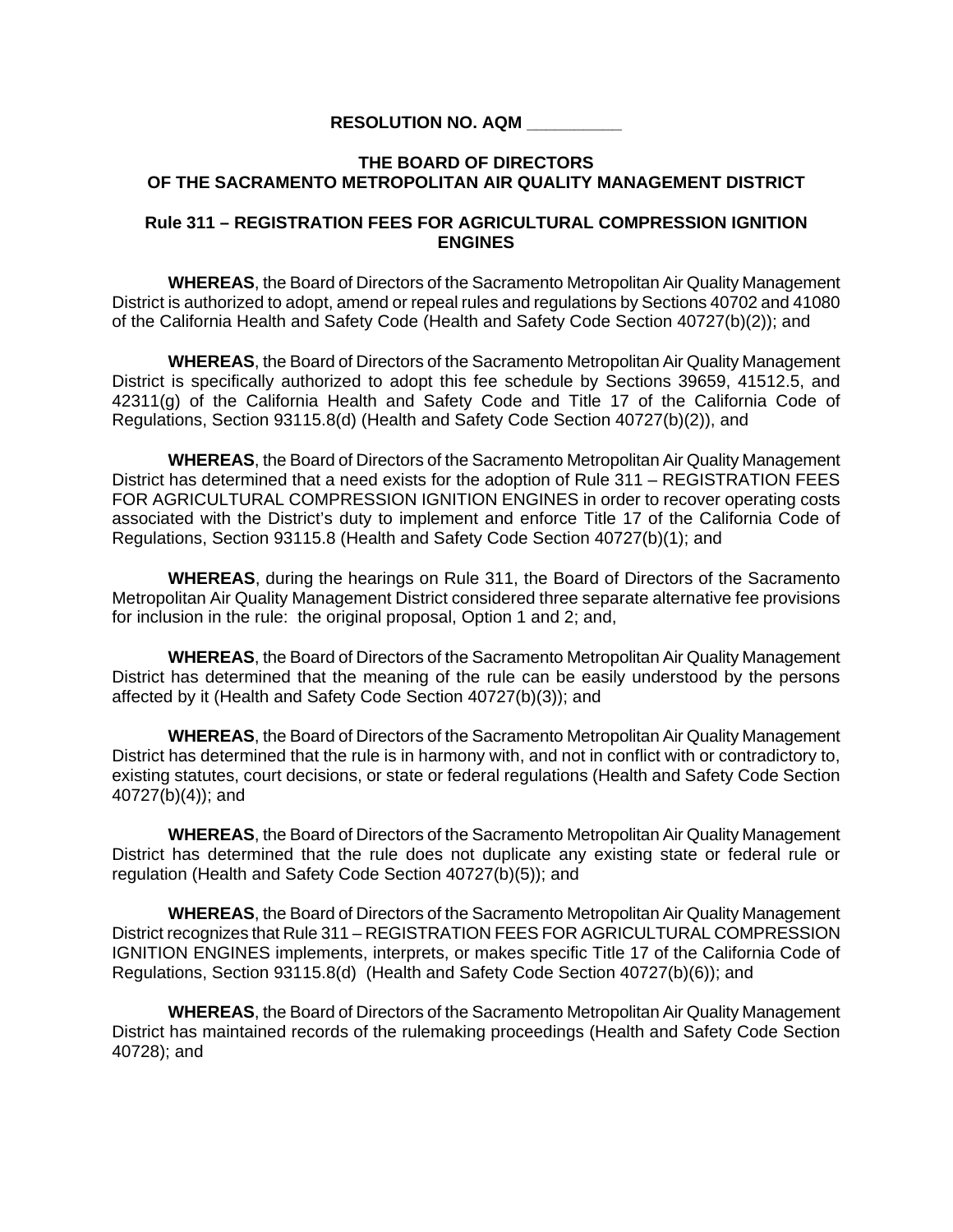**RESOLUTION NO. AQM __________**

**THE BOARD OF DIRECTORS**
**OF THE SACRAMENTO METROPOLITAN AIR QUALITY MANAGEMENT DISTRICT**

**Rule 311 – REGISTRATION FEES FOR AGRICULTURAL COMPRESSION IGNITION ENGINES**

**WHEREAS**, the Board of Directors of the Sacramento Metropolitan Air Quality Management District is authorized to adopt, amend or repeal rules and regulations by Sections 40702 and 41080 of the California Health and Safety Code (Health and Safety Code Section 40727(b)(2)); and

**WHEREAS**, the Board of Directors of the Sacramento Metropolitan Air Quality Management District is specifically authorized to adopt this fee schedule by Sections 39659, 41512.5, and 42311(g) of the California Health and Safety Code and Title 17 of the California Code of Regulations, Section 93115.8(d) (Health and Safety Code Section 40727(b)(2)), and

**WHEREAS**, the Board of Directors of the Sacramento Metropolitan Air Quality Management District has determined that a need exists for the adoption of Rule 311 – REGISTRATION FEES FOR AGRICULTURAL COMPRESSION IGNITION ENGINES in order to recover operating costs associated with the District's duty to implement and enforce Title 17 of the California Code of Regulations, Section 93115.8 (Health and Safety Code Section 40727(b)(1); and

**WHEREAS**, during the hearings on Rule 311, the Board of Directors of the Sacramento Metropolitan Air Quality Management District considered three separate alternative fee provisions for inclusion in the rule: the original proposal, Option 1 and 2; and,

**WHEREAS**, the Board of Directors of the Sacramento Metropolitan Air Quality Management District has determined that the meaning of the rule can be easily understood by the persons affected by it (Health and Safety Code Section 40727(b)(3)); and

**WHEREAS**, the Board of Directors of the Sacramento Metropolitan Air Quality Management District has determined that the rule is in harmony with, and not in conflict with or contradictory to, existing statutes, court decisions, or state or federal regulations (Health and Safety Code Section 40727(b)(4)); and

**WHEREAS**, the Board of Directors of the Sacramento Metropolitan Air Quality Management District has determined that the rule does not duplicate any existing state or federal rule or regulation (Health and Safety Code Section 40727(b)(5)); and

**WHEREAS**, the Board of Directors of the Sacramento Metropolitan Air Quality Management District recognizes that Rule 311 – REGISTRATION FEES FOR AGRICULTURAL COMPRESSION IGNITION ENGINES implements, interprets, or makes specific Title 17 of the California Code of Regulations, Section 93115.8(d) (Health and Safety Code Section 40727(b)(6)); and

**WHEREAS**, the Board of Directors of the Sacramento Metropolitan Air Quality Management District has maintained records of the rulemaking proceedings (Health and Safety Code Section 40728); and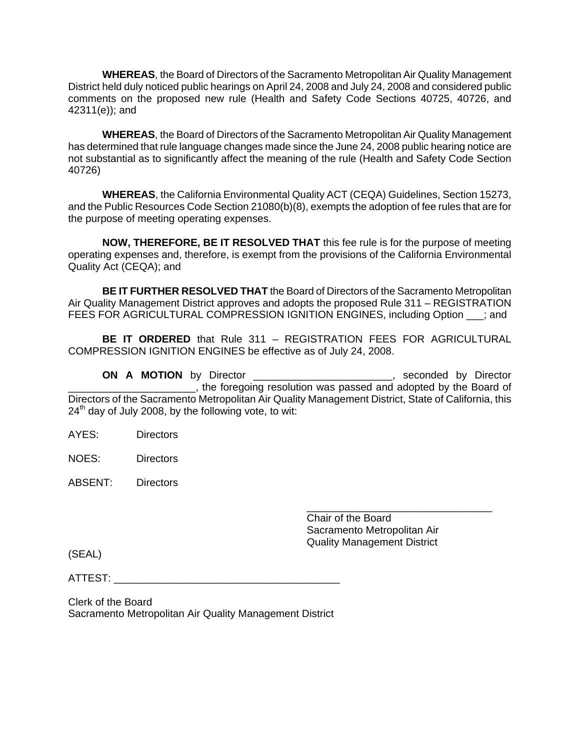**WHEREAS**, the Board of Directors of the Sacramento Metropolitan Air Quality Management District held duly noticed public hearings on April 24, 2008 and July 24, 2008 and considered public comments on the proposed new rule (Health and Safety Code Sections 40725, 40726, and 42311(e)); and

**WHEREAS**, the Board of Directors of the Sacramento Metropolitan Air Quality Management has determined that rule language changes made since the June 24, 2008 public hearing notice are not substantial as to significantly affect the meaning of the rule (Health and Safety Code Section 40726)

**WHEREAS**, the California Environmental Quality ACT (CEQA) Guidelines, Section 15273, and the Public Resources Code Section 21080(b)(8), exempts the adoption of fee rules that are for the purpose of meeting operating expenses.

**NOW, THEREFORE, BE IT RESOLVED THAT** this fee rule is for the purpose of meeting operating expenses and, therefore, is exempt from the provisions of the California Environmental Quality Act (CEQA); and

**BE IT FURTHER RESOLVED THAT** the Board of Directors of the Sacramento Metropolitan Air Quality Management District approves and adopts the proposed Rule 311 – REGISTRATION FEES FOR AGRICULTURAL COMPRESSION IGNITION ENGINES, including Option ___; and

**BE IT ORDERED** that Rule 311 – REGISTRATION FEES FOR AGRICULTURAL COMPRESSION IGNITION ENGINES be effective as of July 24, 2008.

**ON A MOTION** by Director ________________________, seconded by Director ______________________, the foregoing resolution was passed and adopted by the Board of Directors of the Sacramento Metropolitan Air Quality Management District, State of California, this 24th day of July 2008, by the following vote, to wit:

AYES: Directors

NOES: Directors

ABSENT: Directors

_________________________________
Chair of the Board
Sacramento Metropolitan Air
Quality Management District

(SEAL)

ATTEST: ________________________________________

Clerk of the Board
Sacramento Metropolitan Air Quality Management District